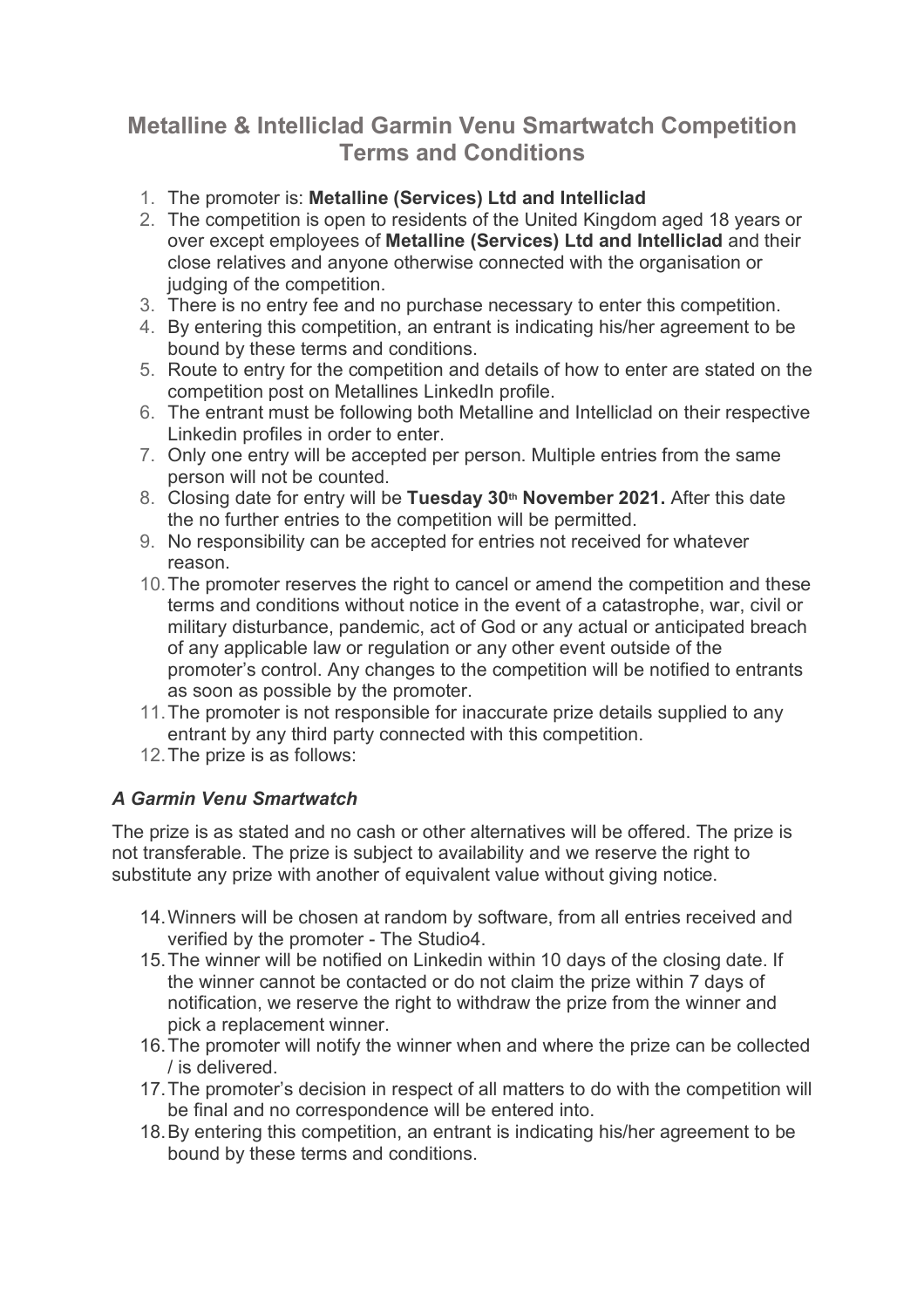# Metalline & Intelliclad Garmin Venu Smartwatch Competition Terms and Conditions

1. The promoter is: **Metalline (Services) Ltd and Intelliclad**
2. The competition is open to residents of the United Kingdom aged 18 years or over except employees of **Metalline (Services) Ltd and Intelliclad** and their close relatives and anyone otherwise connected with the organisation or judging of the competition.
3. There is no entry fee and no purchase necessary to enter this competition.
4. By entering this competition, an entrant is indicating his/her agreement to be bound by these terms and conditions.
5. Route to entry for the competition and details of how to enter are stated on the competition post on Metallines LinkedIn profile.
6. The entrant must be following both Metalline and Intelliclad on their respective Linkedin profiles in order to enter.
7. Only one entry will be accepted per person. Multiple entries from the same person will not be counted.
8. Closing date for entry will be **Tuesday 30th November 2021.** After this date the no further entries to the competition will be permitted.
9. No responsibility can be accepted for entries not received for whatever reason.
10. The promoter reserves the right to cancel or amend the competition and these terms and conditions without notice in the event of a catastrophe, war, civil or military disturbance, pandemic, act of God or any actual or anticipated breach of any applicable law or regulation or any other event outside of the promoter's control. Any changes to the competition will be notified to entrants as soon as possible by the promoter.
11. The promoter is not responsible for inaccurate prize details supplied to any entrant by any third party connected with this competition.
12. The prize is as follows:

### *A Garmin Venu Smartwatch*

The prize is as stated and no cash or other alternatives will be offered. The prize is not transferable. The prize is subject to availability and we reserve the right to substitute any prize with another of equivalent value without giving notice.

14. Winners will be chosen at random by software, from all entries received and verified by the promoter - The Studio4.
15. The winner will be notified on Linkedin within 10 days of the closing date. If the winner cannot be contacted or do not claim the prize within 7 days of notification, we reserve the right to withdraw the prize from the winner and pick a replacement winner.
16. The promoter will notify the winner when and where the prize can be collected / is delivered.
17. The promoter's decision in respect of all matters to do with the competition will be final and no correspondence will be entered into.
18. By entering this competition, an entrant is indicating his/her agreement to be bound by these terms and conditions.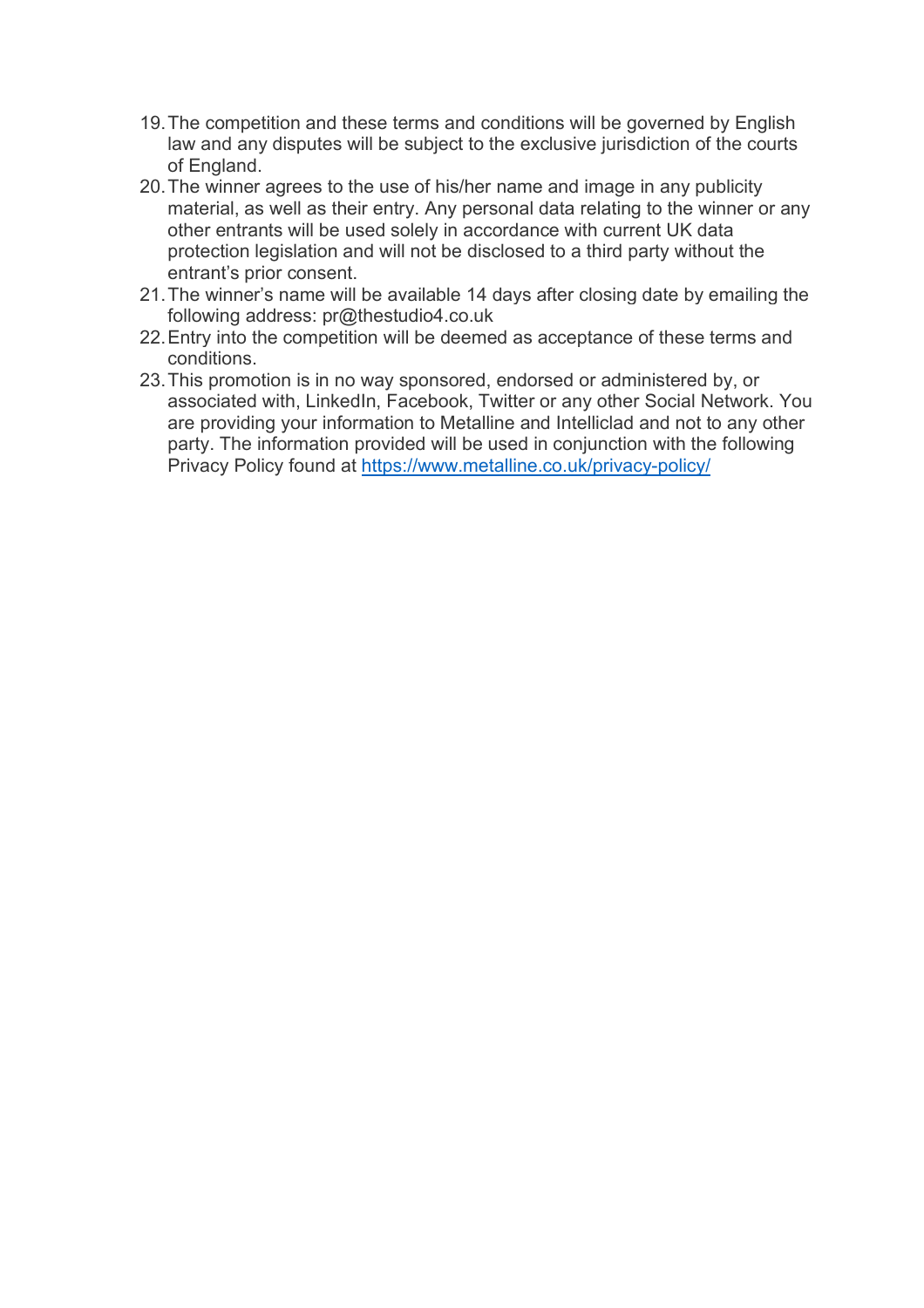19. The competition and these terms and conditions will be governed by English law and any disputes will be subject to the exclusive jurisdiction of the courts of England.
20. The winner agrees to the use of his/her name and image in any publicity material, as well as their entry. Any personal data relating to the winner or any other entrants will be used solely in accordance with current UK data protection legislation and will not be disclosed to a third party without the entrant's prior consent.
21. The winner's name will be available 14 days after closing date by emailing the following address: pr@thestudio4.co.uk
22. Entry into the competition will be deemed as acceptance of these terms and conditions.
23. This promotion is in no way sponsored, endorsed or administered by, or associated with, LinkedIn, Facebook, Twitter or any other Social Network. You are providing your information to Metalline and Intelliclad and not to any other party. The information provided will be used in conjunction with the following Privacy Policy found at [https://www.metalline.co.uk/privacy-policy/](https://www.metalline.co.uk/privacy-policy/)